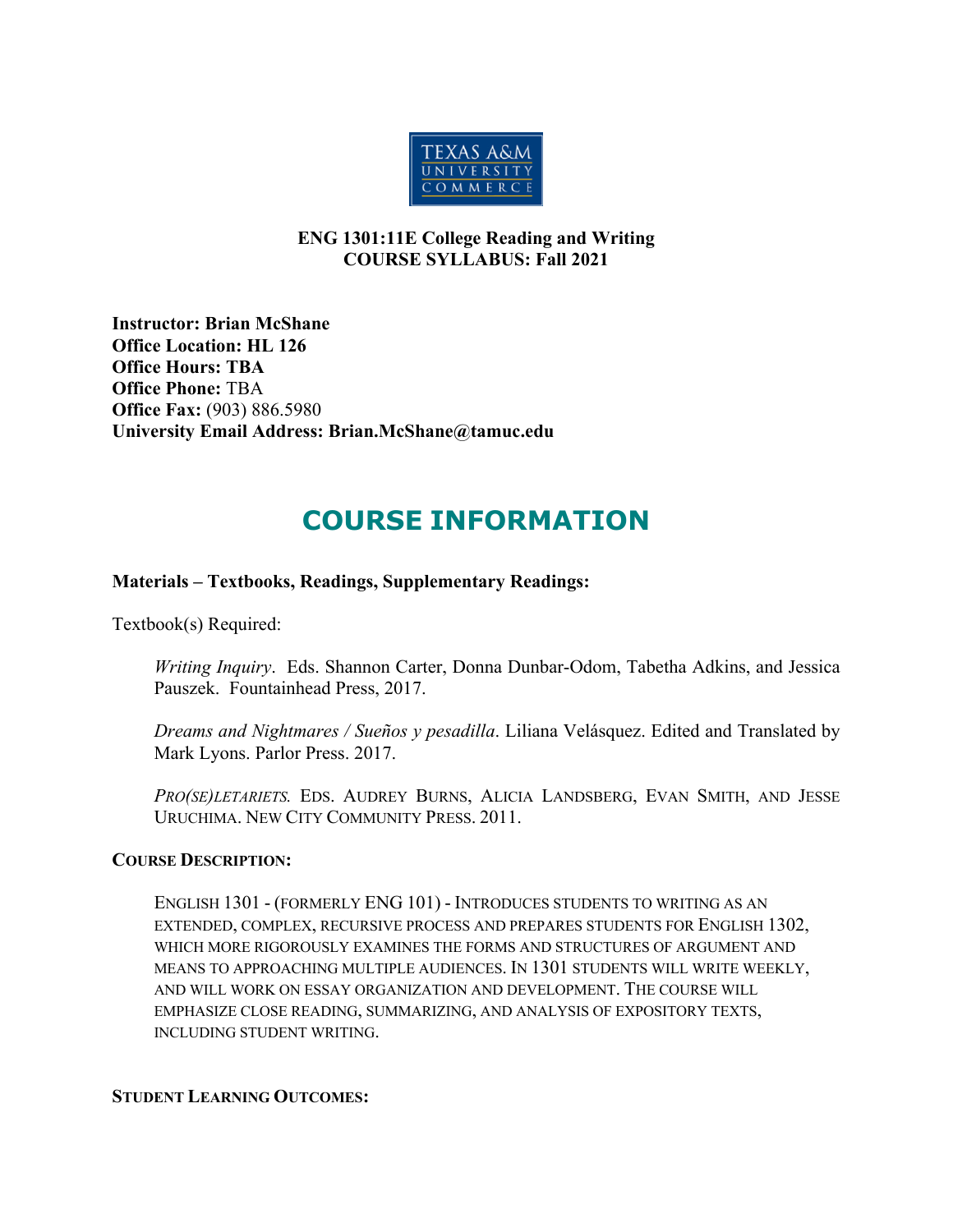**ENG 1301:11E College Reading and Writing**
**COURSE SYLLABUS: Fall 2021**

**Instructor: Brian McShane**
**Office Location: HL 126**
**Office Hours: TBA**
**Office Phone:** TBA
**Office Fax:** (903) 886.5980
**University Email Address: Brian.McShane@tamuc.edu**

# COURSE INFORMATION

**Materials – Textbooks, Readings, Supplementary Readings:**

Textbook(s) Required:

*Writing Inquiry*. Eds. Shannon Carter, Donna Dunbar-Odom, Tabetha Adkins, and Jessica Pauszek. Fountainhead Press, 2017.

*Dreams and Nightmares / Sueños y pesadilla*. Liliana Velásquez. Edited and Translated by Mark Lyons. Parlor Press. 2017.

*PRO(SE)LETARIETS.* EDS. AUDREY BURNS, ALICIA LANDSBERG, EVAN SMITH, AND JESSE URUCHIMA. NEW CITY COMMUNITY PRESS. 2011.

**COURSE DESCRIPTION:**

ENGLISH 1301 - (FORMERLY ENG 101) - INTRODUCES STUDENTS TO WRITING AS AN EXTENDED, COMPLEX, RECURSIVE PROCESS AND PREPARES STUDENTS FOR ENGLISH 1302, WHICH MORE RIGOROUSLY EXAMINES THE FORMS AND STRUCTURES OF ARGUMENT AND MEANS TO APPROACHING MULTIPLE AUDIENCES. IN 1301 STUDENTS WILL WRITE WEEKLY, AND WILL WORK ON ESSAY ORGANIZATION AND DEVELOPMENT. THE COURSE WILL EMPHASIZE CLOSE READING, SUMMARIZING, AND ANALYSIS OF EXPOSITORY TEXTS, INCLUDING STUDENT WRITING.

**STUDENT LEARNING OUTCOMES:**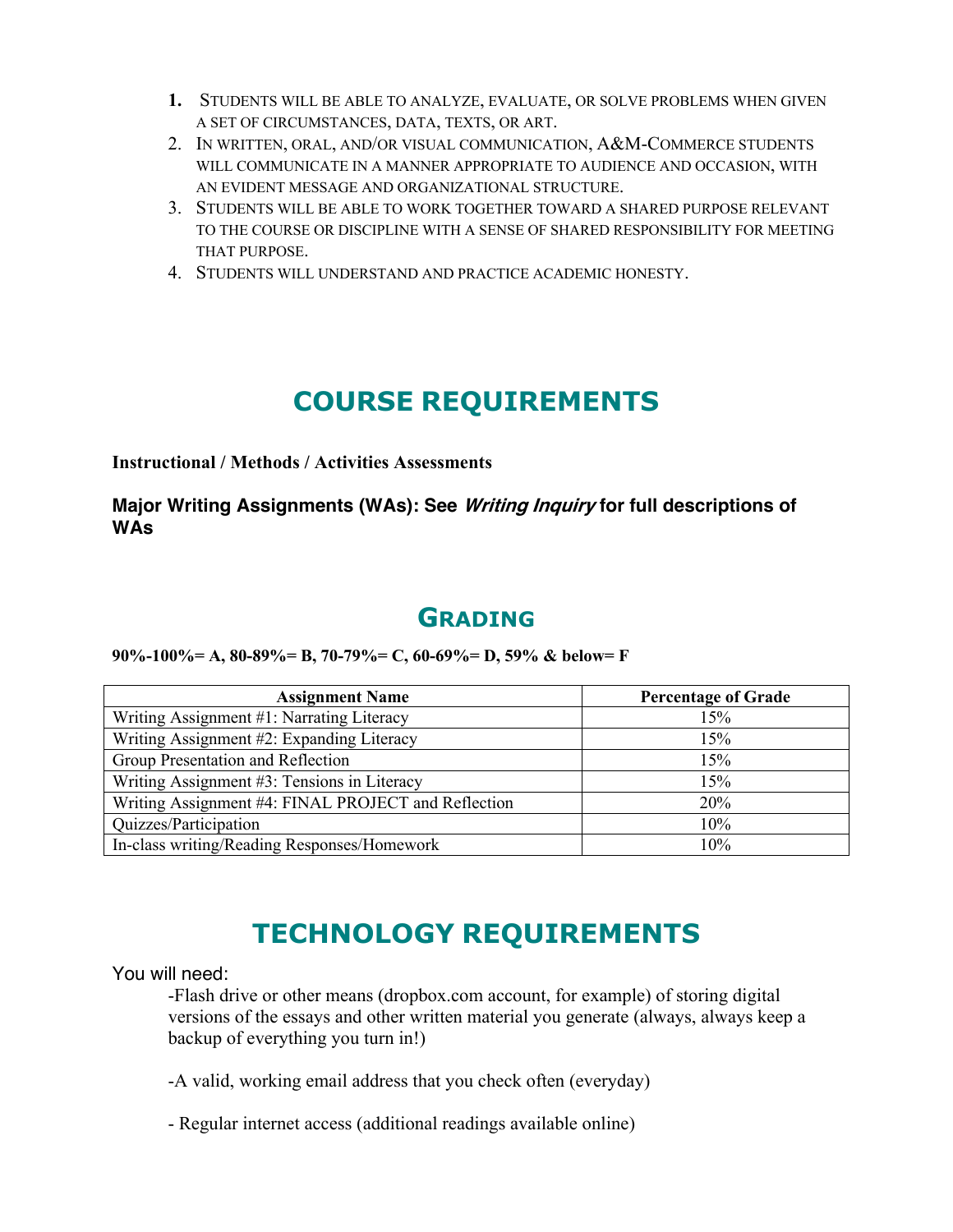1. STUDENTS WILL BE ABLE TO ANALYZE, EVALUATE, OR SOLVE PROBLEMS WHEN GIVEN A SET OF CIRCUMSTANCES, DATA, TEXTS, OR ART.
2. IN WRITTEN, ORAL, AND/OR VISUAL COMMUNICATION, A&M-COMMERCE STUDENTS WILL COMMUNICATE IN A MANNER APPROPRIATE TO AUDIENCE AND OCCASION, WITH AN EVIDENT MESSAGE AND ORGANIZATIONAL STRUCTURE.
3. STUDENTS WILL BE ABLE TO WORK TOGETHER TOWARD A SHARED PURPOSE RELEVANT TO THE COURSE OR DISCIPLINE WITH A SENSE OF SHARED RESPONSIBILITY FOR MEETING THAT PURPOSE.
4. STUDENTS WILL UNDERSTAND AND PRACTICE ACADEMIC HONESTY.

# COURSE REQUIREMENTS

**Instructional / Methods / Activities Assessments**

**Major Writing Assignments (WAs): See *Writing Inquiry* for full descriptions of WAs**

## GRADING

**90%-100%= A, 80-89%= B, 70-79%= C, 60-69%= D, 59% & below= F**

| Assignment Name | Percentage of Grade |
|---|---|
| Writing Assignment #1: Narrating Literacy | 15% |
| Writing Assignment #2: Expanding Literacy | 15% |
| Group Presentation and Reflection | 15% |
| Writing Assignment #3: Tensions in Literacy | 15% |
| Writing Assignment #4: FINAL PROJECT and Reflection | 20% |
| Quizzes/Participation | 10% |
| In-class writing/Reading Responses/Homework | 10% |

# TECHNOLOGY REQUIREMENTS

You will need:

-Flash drive or other means (dropbox.com account, for example) of storing digital versions of the essays and other written material you generate (always, always keep a backup of everything you turn in!)

-A valid, working email address that you check often (everyday)

- Regular internet access (additional readings available online)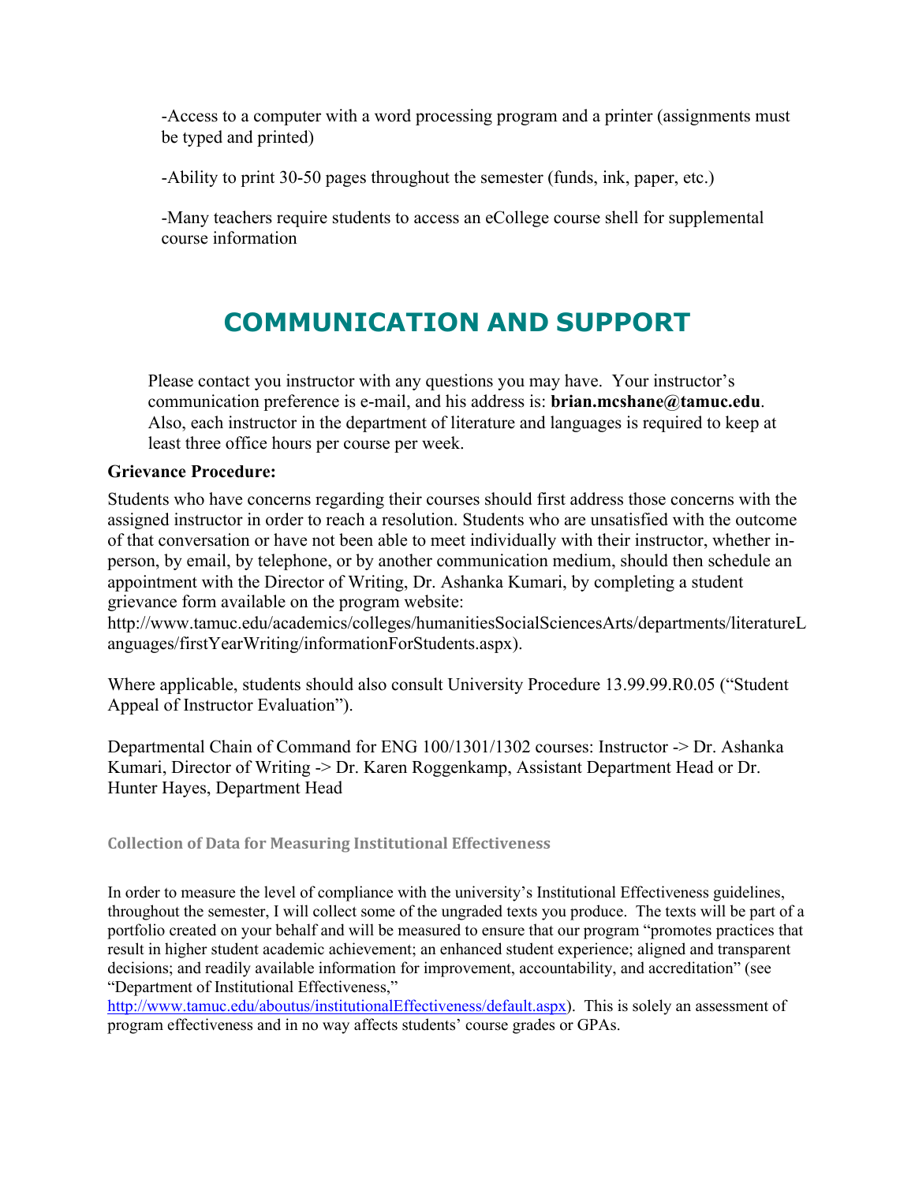-Access to a computer with a word processing program and a printer (assignments must be typed and printed)

-Ability to print 30-50 pages throughout the semester (funds, ink, paper, etc.)

-Many teachers require students to access an eCollege course shell for supplemental course information

## COMMUNICATION AND SUPPORT

Please contact you instructor with any questions you may have. Your instructor's communication preference is e-mail, and his address is: **brian.mcshane@tamuc.edu**. Also, each instructor in the department of literature and languages is required to keep at least three office hours per course per week.

**Grievance Procedure:**

Students who have concerns regarding their courses should first address those concerns with the assigned instructor in order to reach a resolution. Students who are unsatisfied with the outcome of that conversation or have not been able to meet individually with their instructor, whether in-person, by email, by telephone, or by another communication medium, should then schedule an appointment with the Director of Writing, Dr. Ashanka Kumari, by completing a student grievance form available on the program website: http://www.tamuc.edu/academics/colleges/humanitiesSocialSciencesArts/departments/literatureLanguages/firstYearWriting/informationForStudents.aspx).

Where applicable, students should also consult University Procedure 13.99.99.R0.05 ("Student Appeal of Instructor Evaluation").

Departmental Chain of Command for ENG 100/1301/1302 courses: Instructor -> Dr. Ashanka Kumari, Director of Writing -> Dr. Karen Roggenkamp, Assistant Department Head or Dr. Hunter Hayes, Department Head

### Collection of Data for Measuring Institutional Effectiveness

In order to measure the level of compliance with the university's Institutional Effectiveness guidelines, throughout the semester, I will collect some of the ungraded texts you produce. The texts will be part of a portfolio created on your behalf and will be measured to ensure that our program "promotes practices that result in higher student academic achievement; an enhanced student experience; aligned and transparent decisions; and readily available information for improvement, accountability, and accreditation" (see "Department of Institutional Effectiveness," http://www.tamuc.edu/aboutus/institutionalEffectiveness/default.aspx). This is solely an assessment of program effectiveness and in no way affects students' course grades or GPAs.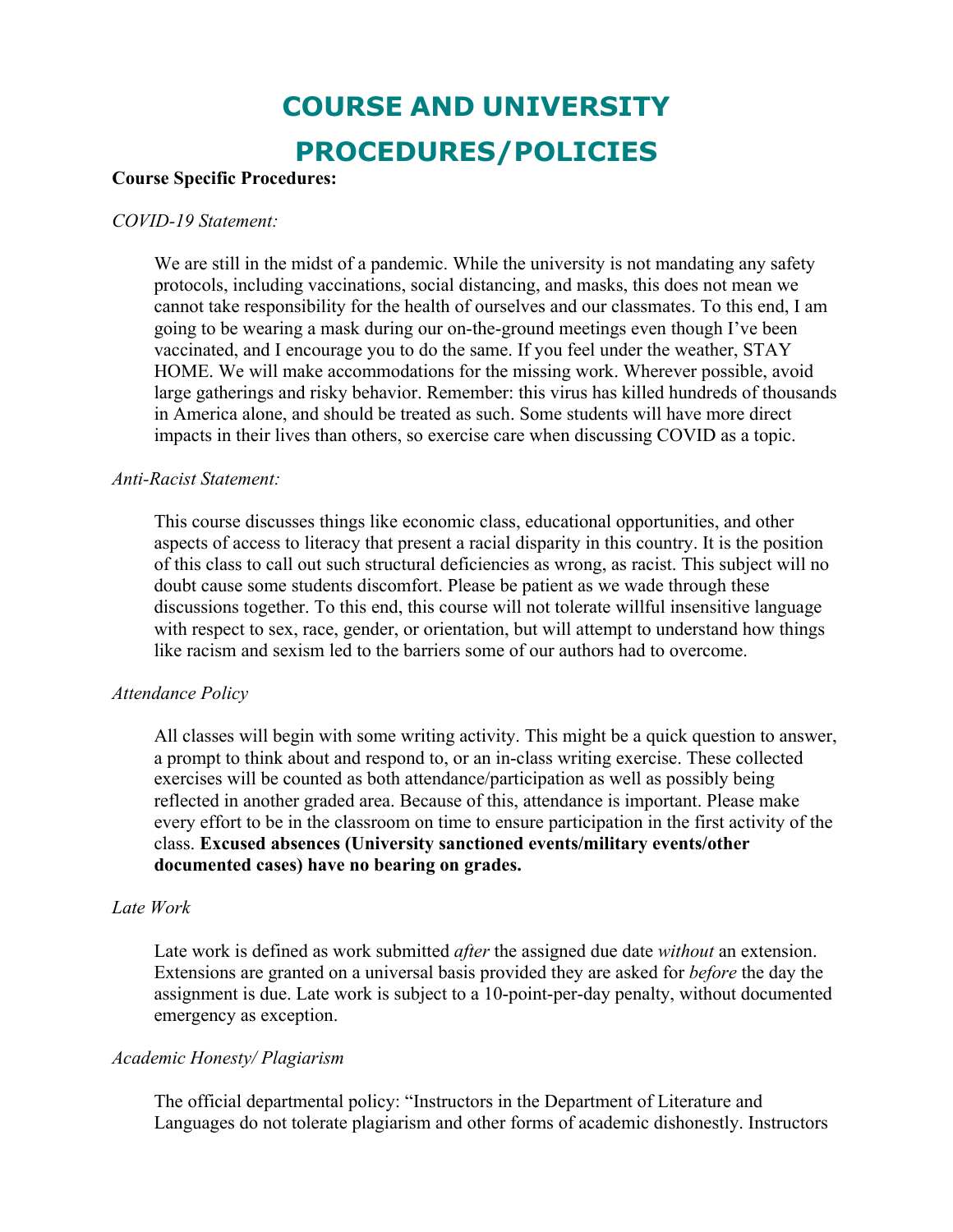# COURSE AND UNIVERSITY PROCEDURES/POLICIES

**Course Specific Procedures:**

*COVID-19 Statement:*

We are still in the midst of a pandemic. While the university is not mandating any safety protocols, including vaccinations, social distancing, and masks, this does not mean we cannot take responsibility for the health of ourselves and our classmates. To this end, I am going to be wearing a mask during our on-the-ground meetings even though I've been vaccinated, and I encourage you to do the same. If you feel under the weather, STAY HOME. We will make accommodations for the missing work. Wherever possible, avoid large gatherings and risky behavior. Remember: this virus has killed hundreds of thousands in America alone, and should be treated as such. Some students will have more direct impacts in their lives than others, so exercise care when discussing COVID as a topic.

*Anti-Racist Statement:*

This course discusses things like economic class, educational opportunities, and other aspects of access to literacy that present a racial disparity in this country. It is the position of this class to call out such structural deficiencies as wrong, as racist. This subject will no doubt cause some students discomfort. Please be patient as we wade through these discussions together. To this end, this course will not tolerate willful insensitive language with respect to sex, race, gender, or orientation, but will attempt to understand how things like racism and sexism led to the barriers some of our authors had to overcome.

*Attendance Policy*

All classes will begin with some writing activity. This might be a quick question to answer, a prompt to think about and respond to, or an in-class writing exercise. These collected exercises will be counted as both attendance/participation as well as possibly being reflected in another graded area. Because of this, attendance is important. Please make every effort to be in the classroom on time to ensure participation in the first activity of the class. **Excused absences (University sanctioned events/military events/other documented cases) have no bearing on grades.**

*Late Work*

Late work is defined as work submitted *after* the assigned due date *without* an extension. Extensions are granted on a universal basis provided they are asked for *before* the day the assignment is due. Late work is subject to a 10-point-per-day penalty, without documented emergency as exception.

*Academic Honesty/ Plagiarism*

The official departmental policy: "Instructors in the Department of Literature and Languages do not tolerate plagiarism and other forms of academic dishonestly. Instructors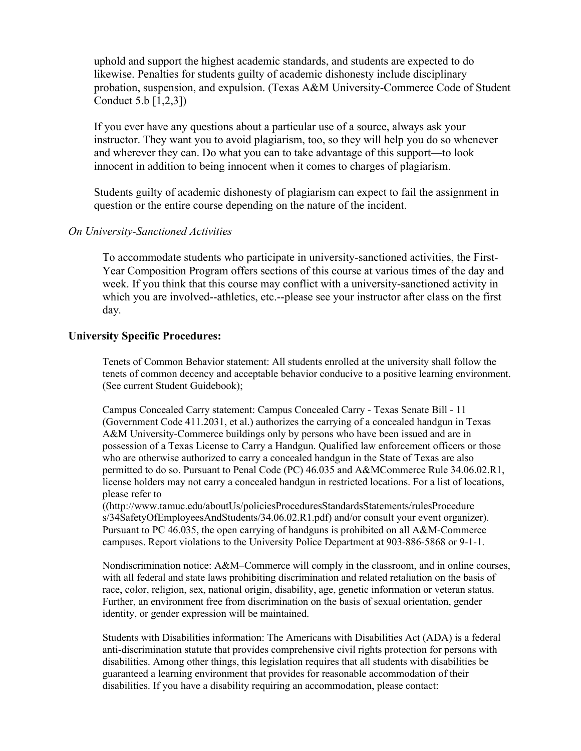uphold and support the highest academic standards, and students are expected to do likewise. Penalties for students guilty of academic dishonesty include disciplinary probation, suspension, and expulsion. (Texas A&M University-Commerce Code of Student Conduct 5.b [1,2,3])

If you ever have any questions about a particular use of a source, always ask your instructor. They want you to avoid plagiarism, too, so they will help you do so whenever and wherever they can. Do what you can to take advantage of this support—to look innocent in addition to being innocent when it comes to charges of plagiarism.

Students guilty of academic dishonesty of plagiarism can expect to fail the assignment in question or the entire course depending on the nature of the incident.

*On University-Sanctioned Activities*

To accommodate students who participate in university-sanctioned activities, the First-Year Composition Program offers sections of this course at various times of the day and week. If you think that this course may conflict with a university-sanctioned activity in which you are involved--athletics, etc.--please see your instructor after class on the first day.

**University Specific Procedures:**

Tenets of Common Behavior statement: All students enrolled at the university shall follow the tenets of common decency and acceptable behavior conducive to a positive learning environment. (See current Student Guidebook);

Campus Concealed Carry statement: Campus Concealed Carry - Texas Senate Bill - 11 (Government Code 411.2031, et al.) authorizes the carrying of a concealed handgun in Texas A&M University-Commerce buildings only by persons who have been issued and are in possession of a Texas License to Carry a Handgun. Qualified law enforcement officers or those who are otherwise authorized to carry a concealed handgun in the State of Texas are also permitted to do so. Pursuant to Penal Code (PC) 46.035 and A&MCommerce Rule 34.06.02.R1, license holders may not carry a concealed handgun in restricted locations. For a list of locations, please refer to ((http://www.tamuc.edu/aboutUs/policiesProceduresStandardsStatements/rulesProcedures/34SafetyOfEmployeesAndStudents/34.06.02.R1.pdf) and/or consult your event organizer). Pursuant to PC 46.035, the open carrying of handguns is prohibited on all A&M-Commerce campuses. Report violations to the University Police Department at 903-886-5868 or 9-1-1.

Nondiscrimination notice: A&M–Commerce will comply in the classroom, and in online courses, with all federal and state laws prohibiting discrimination and related retaliation on the basis of race, color, religion, sex, national origin, disability, age, genetic information or veteran status. Further, an environment free from discrimination on the basis of sexual orientation, gender identity, or gender expression will be maintained.

Students with Disabilities information: The Americans with Disabilities Act (ADA) is a federal anti-discrimination statute that provides comprehensive civil rights protection for persons with disabilities. Among other things, this legislation requires that all students with disabilities be guaranteed a learning environment that provides for reasonable accommodation of their disabilities. If you have a disability requiring an accommodation, please contact: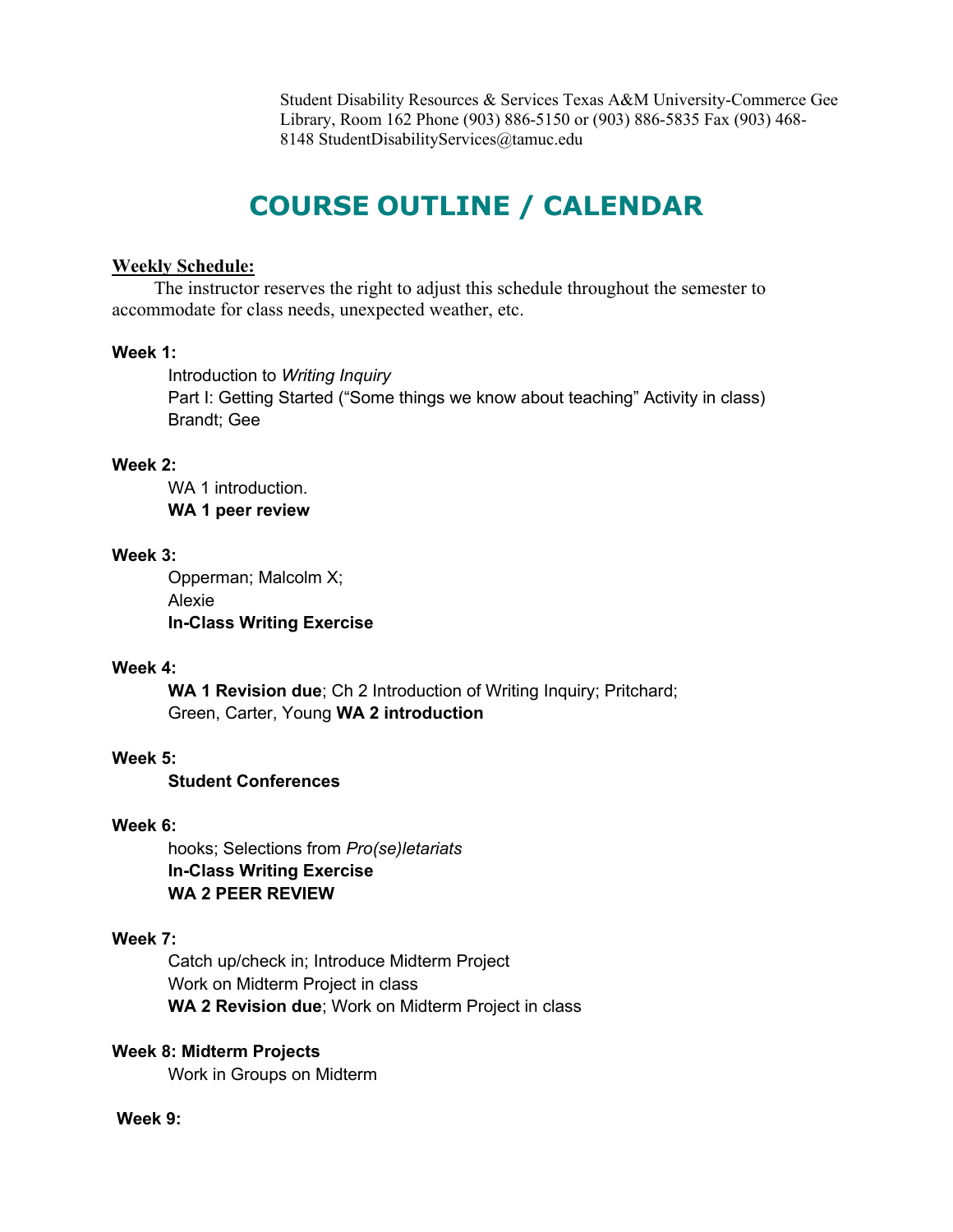Student Disability Resources & Services Texas A&M University-Commerce Gee Library, Room 162 Phone (903) 886-5150 or (903) 886-5835 Fax (903) 468-8148 StudentDisabilityServices@tamuc.edu

# COURSE OUTLINE / CALENDAR

**Weekly Schedule:**

The instructor reserves the right to adjust this schedule throughout the semester to accommodate for class needs, unexpected weather, etc.

**Week 1:**

Introduction to *Writing Inquiry*
Part I: Getting Started ("Some things we know about teaching" Activity in class)
Brandt; Gee

**Week 2:**

WA 1 introduction.
**WA 1 peer review**

**Week 3:**

Opperman; Malcolm X;
Alexie
**In-Class Writing Exercise**

**Week 4:**

**WA 1 Revision due**; Ch 2 Introduction of Writing Inquiry; Pritchard;
Green, Carter, Young **WA 2 introduction**

**Week 5:**

**Student Conferences**

**Week 6:**

hooks; Selections from *Pro(se)letariats*
**In-Class Writing Exercise**
**WA 2 PEER REVIEW**

**Week 7:**

Catch up/check in; Introduce Midterm Project
Work on Midterm Project in class
**WA 2 Revision due**; Work on Midterm Project in class

**Week 8: Midterm Projects**

Work in Groups on Midterm

**Week 9:**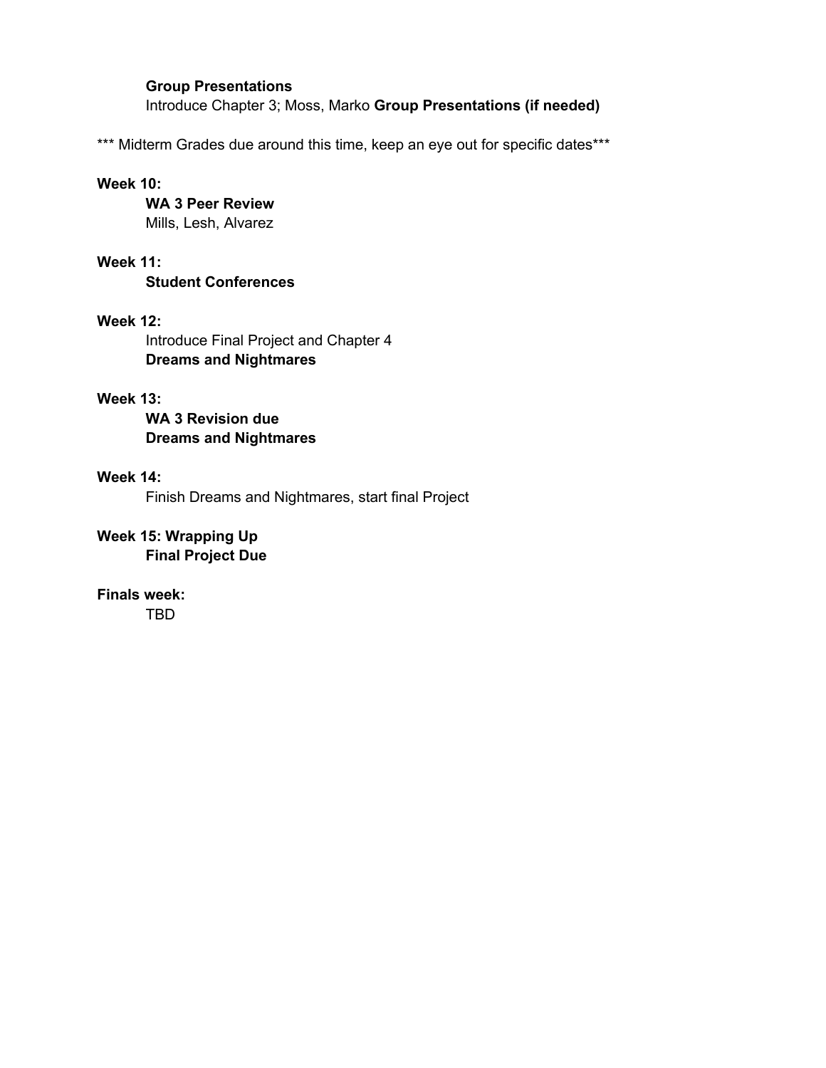**Group Presentations**
Introduce Chapter 3; Moss, Marko **Group Presentations (if needed)**

*** Midterm Grades due around this time, keep an eye out for specific dates***

**Week 10:**
**WA 3 Peer Review**
Mills, Lesh, Alvarez

**Week 11:**
**Student Conferences**

**Week 12:**
Introduce Final Project and Chapter 4
**Dreams and Nightmares**

**Week 13:**
**WA 3 Revision due**
**Dreams and Nightmares**

**Week 14:**
Finish Dreams and Nightmares, start final Project

**Week 15: Wrapping Up**
**Final Project Due**

**Finals week:**
TBD